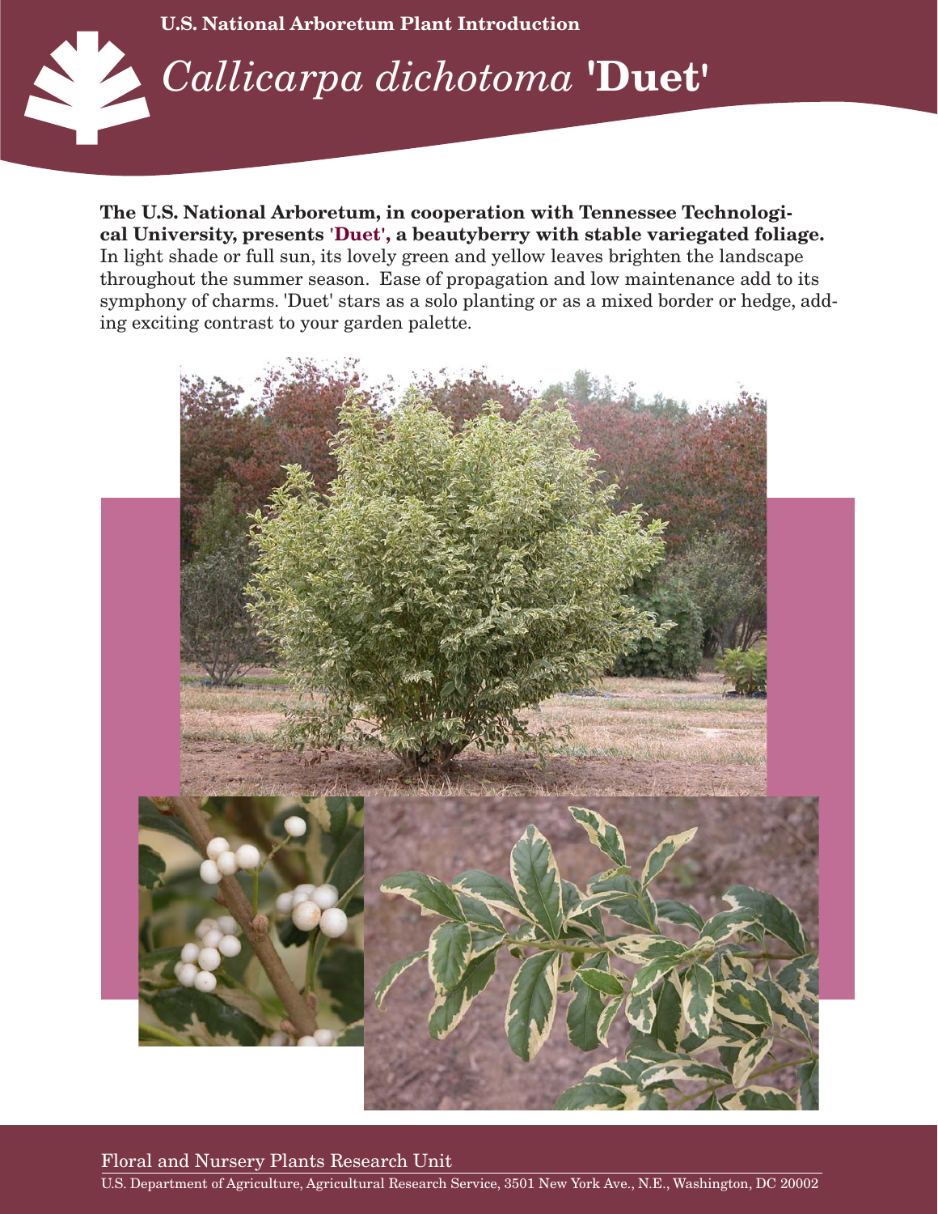U.S. National Arboretum Plant Introduction

# *Callicarpa dichotoma* 'Duet'

**The U.S. National Arboretum, in cooperation with Tennessee Technological University, presents 'Duet', a beautyberry with stable variegated foliage.** In light shade or full sun, its lovely green and yellow leaves brighten the landscape throughout the summer season. Ease of propagation and low maintenance add to its symphony of charms. 'Duet' stars as a solo planting or as a mixed border or hedge, adding exciting contrast to your garden palette.

Floral and Nursery Plants Research Unit

U.S. Department of Agriculture, Agricultural Research Service, 3501 New York Ave., N.E., Washington, DC 20002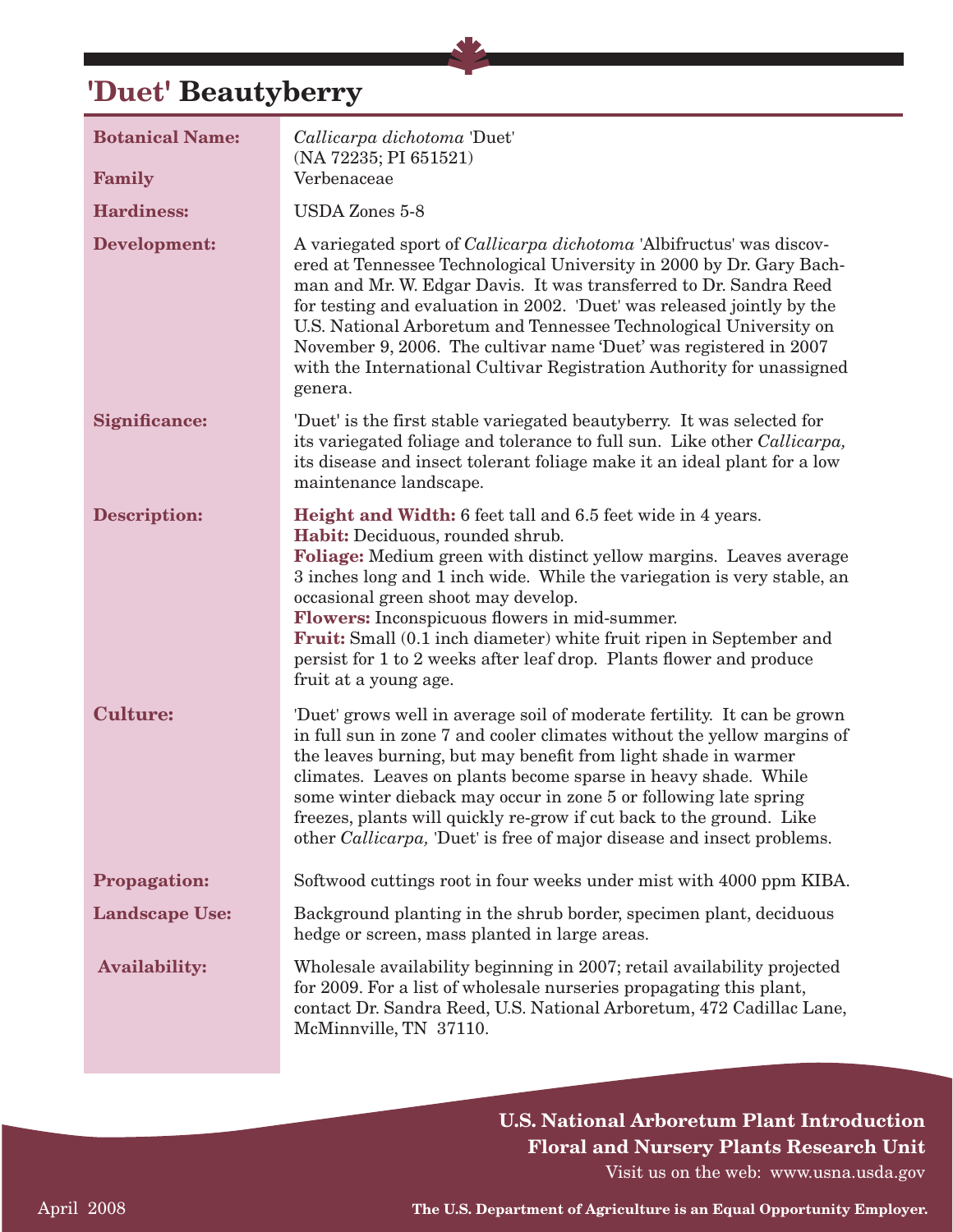# 'Duet' Beautyberry

**Botanical Name:** *Callicarpa dichotoma* 'Duet' (NA 72235; PI 651521)

**Family** Verbenaceae

**Hardiness:** USDA Zones 5-8

**Development:** A variegated sport of *Callicarpa dichotoma* 'Albifructus' was discovered at Tennessee Technological University in 2000 by Dr. Gary Bachman and Mr. W. Edgar Davis. It was transferred to Dr. Sandra Reed for testing and evaluation in 2002. 'Duet' was released jointly by the U.S. National Arboretum and Tennessee Technological University on November 9, 2006. The cultivar name 'Duet' was registered in 2007 with the International Cultivar Registration Authority for unassigned genera.

**Significance:** 'Duet' is the first stable variegated beautyberry. It was selected for its variegated foliage and tolerance to full sun. Like other *Callicarpa,* its disease and insect tolerant foliage make it an ideal plant for a low maintenance landscape.

**Description:**

**Height and Width:** 6 feet tall and 6.5 feet wide in 4 years.
**Habit:** Deciduous, rounded shrub.
**Foliage:** Medium green with distinct yellow margins. Leaves average 3 inches long and 1 inch wide. While the variegation is very stable, an occasional green shoot may develop.
**Flowers:** Inconspicuous flowers in mid-summer.
**Fruit:** Small (0.1 inch diameter) white fruit ripen in September and persist for 1 to 2 weeks after leaf drop. Plants flower and produce fruit at a young age.

**Culture:** 'Duet' grows well in average soil of moderate fertility. It can be grown in full sun in zone 7 and cooler climates without the yellow margins of the leaves burning, but may benefit from light shade in warmer climates. Leaves on plants become sparse in heavy shade. While some winter dieback may occur in zone 5 or following late spring freezes, plants will quickly re-grow if cut back to the ground. Like other *Callicarpa,* 'Duet' is free of major disease and insect problems.

**Propagation:** Softwood cuttings root in four weeks under mist with 4000 ppm KIBA.

**Landscape Use:** Background planting in the shrub border, specimen plant, deciduous hedge or screen, mass planted in large areas.

**Availability:** Wholesale availability beginning in 2007; retail availability projected for 2009. For a list of wholesale nurseries propagating this plant, contact Dr. Sandra Reed, U.S. National Arboretum, 472 Cadillac Lane, McMinnville, TN 37110.

**U.S. National Arboretum Plant Introduction**
**Floral and Nursery Plants Research Unit**
Visit us on the web: www.usna.usda.gov

April 2008

**The U.S. Department of Agriculture is an Equal Opportunity Employer.**